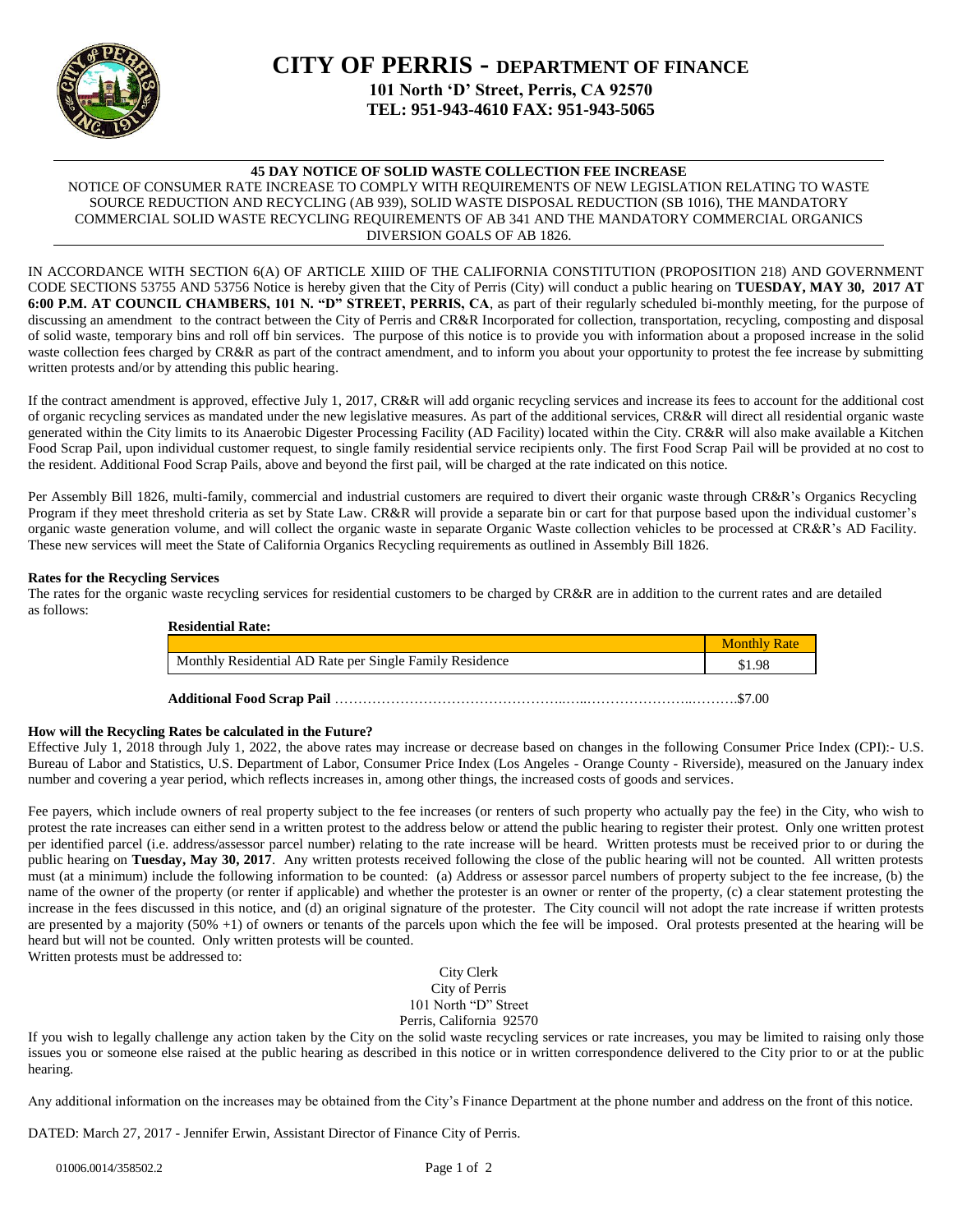# CITY OF PERRIS - DEPARTMENT OF FINANCE

**101 North 'D' Street, Perris, CA 92570**
**TEL: 951-943-4610 FAX: 951-943-5065**

---

**45 DAY NOTICE OF SOLID WASTE COLLECTION FEE INCREASE**

NOTICE OF CONSUMER RATE INCREASE TO COMPLY WITH REQUIREMENTS OF NEW LEGISLATION RELATING TO WASTE SOURCE REDUCTION AND RECYCLING (AB 939), SOLID WASTE DISPOSAL REDUCTION (SB 1016), THE MANDATORY COMMERCIAL SOLID WASTE RECYCLING REQUIREMENTS OF AB 341 AND THE MANDATORY COMMERCIAL ORGANICS DIVERSION GOALS OF AB 1826.

---

IN ACCORDANCE WITH SECTION 6(A) OF ARTICLE XIIID OF THE CALIFORNIA CONSTITUTION (PROPOSITION 218) AND GOVERNMENT CODE SECTIONS 53755 AND 53756 Notice is hereby given that the City of Perris (City) will conduct a public hearing on **TUESDAY, MAY 30, 2017 AT 6:00 P.M. AT COUNCIL CHAMBERS, 101 N. "D" STREET, PERRIS, CA**, as part of their regularly scheduled bi-monthly meeting, for the purpose of discussing an amendment to the contract between the City of Perris and CR&R Incorporated for collection, transportation, recycling, composting and disposal of solid waste, temporary bins and roll off bin services. The purpose of this notice is to provide you with information about a proposed increase in the solid waste collection fees charged by CR&R as part of the contract amendment, and to inform you about your opportunity to protest the fee increase by submitting written protests and/or by attending this public hearing.

If the contract amendment is approved, effective July 1, 2017, CR&R will add organic recycling services and increase its fees to account for the additional cost of organic recycling services as mandated under the new legislative measures. As part of the additional services, CR&R will direct all residential organic waste generated within the City limits to its Anaerobic Digester Processing Facility (AD Facility) located within the City. CR&R will also make available a Kitchen Food Scrap Pail, upon individual customer request, to single family residential service recipients only. The first Food Scrap Pail will be provided at no cost to the resident. Additional Food Scrap Pails, above and beyond the first pail, will be charged at the rate indicated on this notice.

Per Assembly Bill 1826, multi-family, commercial and industrial customers are required to divert their organic waste through CR&R's Organics Recycling Program if they meet threshold criteria as set by State Law. CR&R will provide a separate bin or cart for that purpose based upon the individual customer's organic waste generation volume, and will collect the organic waste in separate Organic Waste collection vehicles to be processed at CR&R's AD Facility. These new services will meet the State of California Organics Recycling requirements as outlined in Assembly Bill 1826.

**Rates for the Recycling Services**

The rates for the organic waste recycling services for residential customers to be charged by CR&R are in addition to the current rates and are detailed as follows:

**Residential Rate:**

| | Monthly Rate |
|---|---|
| Monthly Residential AD Rate per Single Family Residence | $1.98 |

**Additional Food Scrap Pail** ……………………………………………………………………………$7.00

**How will the Recycling Rates be calculated in the Future?**

Effective July 1, 2018 through July 1, 2022, the above rates may increase or decrease based on changes in the following Consumer Price Index (CPI):- U.S. Bureau of Labor and Statistics, U.S. Department of Labor, Consumer Price Index (Los Angeles - Orange County - Riverside), measured on the January index number and covering a year period, which reflects increases in, among other things, the increased costs of goods and services.

Fee payers, which include owners of real property subject to the fee increases (or renters of such property who actually pay the fee) in the City, who wish to protest the rate increases can either send in a written protest to the address below or attend the public hearing to register their protest. Only one written protest per identified parcel (i.e. address/assessor parcel number) relating to the rate increase will be heard. Written protests must be received prior to or during the public hearing on **Tuesday, May 30, 2017**. Any written protests received following the close of the public hearing will not be counted. All written protests must (at a minimum) include the following information to be counted: (a) Address or assessor parcel numbers of property subject to the fee increase, (b) the name of the owner of the property (or renter if applicable) and whether the protester is an owner or renter of the property, (c) a clear statement protesting the increase in the fees discussed in this notice, and (d) an original signature of the protester. The City council will not adopt the rate increase if written protests are presented by a majority (50% +1) of owners or tenants of the parcels upon which the fee will be imposed. Oral protests presented at the hearing will be heard but will not be counted. Only written protests will be counted.

Written protests must be addressed to:

City Clerk
City of Perris
101 North "D" Street
Perris, California 92570

If you wish to legally challenge any action taken by the City on the solid waste recycling services or rate increases, you may be limited to raising only those issues you or someone else raised at the public hearing as described in this notice or in written correspondence delivered to the City prior to or at the public hearing.

Any additional information on the increases may be obtained from the City's Finance Department at the phone number and address on the front of this notice.

DATED: March 27, 2017 - Jennifer Erwin, Assistant Director of Finance City of Perris.

01006.0014/358502.2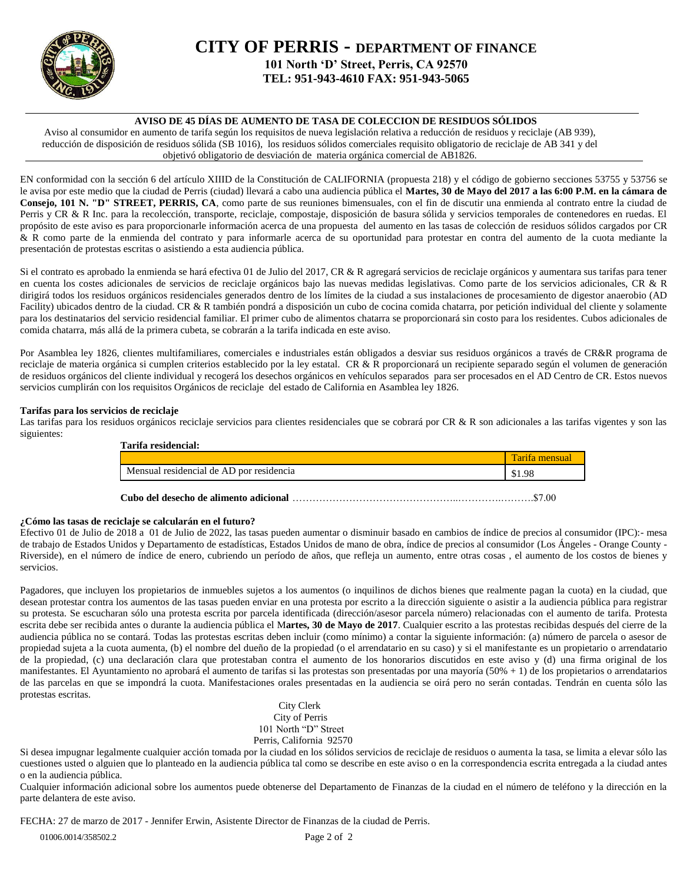# CITY OF PERRIS - DEPARTMENT OF FINANCE

**101 North 'D' Street, Perris, CA 92570**
**TEL: 951-943-4610 FAX: 951-943-5065**

**AVISO DE 45 DÍAS DE AUMENTO DE TASA DE COLECCION DE RESIDUOS SÓLIDOS**

Aviso al consumidor en aumento de tarifa según los requisitos de nueva legislación relativa a reducción de residuos y reciclaje (AB 939), reducción de disposición de residuos sólida (SB 1016), los residuos sólidos comerciales requisito obligatorio de reciclaje de AB 341 y del objetivó obligatorio de desviación de materia orgánica comercial de AB1826.

EN conformidad con la sección 6 del artículo XIIID de la Constitución de CALIFORNIA (propuesta 218) y el código de gobierno secciones 53755 y 53756 se le avisa por este medio que la ciudad de Perris (ciudad) llevará a cabo una audiencia pública el **Martes, 30 de Mayo del 2017 a las 6:00 P.M. en la cámara de Consejo, 101 N. "D" STREET, PERRIS, CA**, como parte de sus reuniones bimensuales, con el fin de discutir una enmienda al contrato entre la ciudad de Perris y CR & R Inc. para la recolección, transporte, reciclaje, compostaje, disposición de basura sólida y servicios temporales de contenedores en ruedas. El propósito de este aviso es para proporcionarle información acerca de una propuesta del aumento en las tasas de colección de residuos sólidos cargados por CR & R como parte de la enmienda del contrato y para informarle acerca de su oportunidad para protestar en contra del aumento de la cuota mediante la presentación de protestas escritas o asistiendo a esta audiencia pública.

Si el contrato es aprobado la enmienda se hará efectiva 01 de Julio del 2017, CR & R agregará servicios de reciclaje orgánicos y aumentara sus tarifas para tener en cuenta los costes adicionales de servicios de reciclaje orgánicos bajo las nuevas medidas legislativas. Como parte de los servicios adicionales, CR & R dirigirá todos los residuos orgánicos residenciales generados dentro de los límites de la ciudad a sus instalaciones de procesamiento de digestor anaerobio (AD Facility) ubicados dentro de la ciudad. CR & R también pondrá a disposición un cubo de cocina comida chatarra, por petición individual del cliente y solamente para los destinatarios del servicio residencial familiar. El primer cubo de alimentos chatarra se proporcionará sin costo para los residentes. Cubos adicionales de comida chatarra, más allá de la primera cubeta, se cobrarán a la tarifa indicada en este aviso.

Por Asamblea ley 1826, clientes multifamiliares, comerciales e industriales están obligados a desviar sus residuos orgánicos a través de CR&R programa de reciclaje de materia orgánica si cumplen criterios establecido por la ley estatal. CR & R proporcionará un recipiente separado según el volumen de generación de residuos orgánicos del cliente individual y recogerá los desechos orgánicos en vehículos separados para ser procesados en el AD Centro de CR. Estos nuevos servicios cumplirán con los requisitos Orgánicos de reciclaje del estado de California en Asamblea ley 1826.

**Tarifas para los servicios de reciclaje**

Las tarifas para los residuos orgánicos reciclaje servicios para clientes residenciales que se cobrará por CR & R son adicionales a las tarifas vigentes y son las siguientes:

**Tarifa residencial:**

| | Tarifa mensual |
|---|---|
| Mensual residencial de AD por residencia | $1.98 |

**Cubo del desecho de alimento adicional** ………………………………………………………………….$7.00

**¿Cómo las tasas de reciclaje se calcularán en el futuro?**

Efectivo 01 de Julio de 2018 a 01 de Julio de 2022, las tasas pueden aumentar o disminuir basado en cambios de índice de precios al consumidor (IPC):- mesa de trabajo de Estados Unidos y Departamento de estadísticas, Estados Unidos de mano de obra, índice de precios al consumidor (Los Ángeles - Orange County - Riverside), en el número de índice de enero, cubriendo un período de años, que refleja un aumento, entre otras cosas , el aumento de los costos de bienes y servicios.

Pagadores, que incluyen los propietarios de inmuebles sujetos a los aumentos (o inquilinos de dichos bienes que realmente pagan la cuota) en la ciudad, que desean protestar contra los aumentos de las tasas pueden enviar en una protesta por escrito a la dirección siguiente o asistir a la audiencia pública para registrar su protesta. Se escucharan sólo una protesta escrita por parcela identificada (dirección/asesor parcela número) relacionadas con el aumento de tarifa. Protesta escrita debe ser recibida antes o durante la audiencia pública el M**artes, 30 de Mayo de 2017**. Cualquier escrito a las protestas recibidas después del cierre de la audiencia pública no se contará. Todas las protestas escritas deben incluir (como mínimo) a contar la siguiente información: (a) número de parcela o asesor de propiedad sujeta a la cuota aumenta, (b) el nombre del dueño de la propiedad (o el arrendatario en su caso) y si el manifestante es un propietario o arrendatario de la propiedad, (c) una declaración clara que protestaban contra el aumento de los honorarios discutidos en este aviso y (d) una firma original de los manifestantes. El Ayuntamiento no aprobará el aumento de tarifas si las protestas son presentadas por una mayoría (50% + 1) de los propietarios o arrendatarios de las parcelas en que se impondrá la cuota. Manifestaciones orales presentadas en la audiencia se oirá pero no serán contadas. Tendrán en cuenta sólo las protestas escritas.

City Clerk
City of Perris
101 North "D" Street
Perris, California 92570

Si desea impugnar legalmente cualquier acción tomada por la ciudad en los sólidos servicios de reciclaje de residuos o aumenta la tasa, se limita a elevar sólo las cuestiones usted o alguien que lo planteado en la audiencia pública tal como se describe en este aviso o en la correspondencia escrita entregada a la ciudad antes o en la audiencia pública.

Cualquier información adicional sobre los aumentos puede obtenerse del Departamento de Finanzas de la ciudad en el número de teléfono y la dirección en la parte delantera de este aviso.

FECHA: 27 de marzo de 2017 - Jennifer Erwin, Asistente Director de Finanzas de la ciudad de Perris.

01006.0014/358502.2